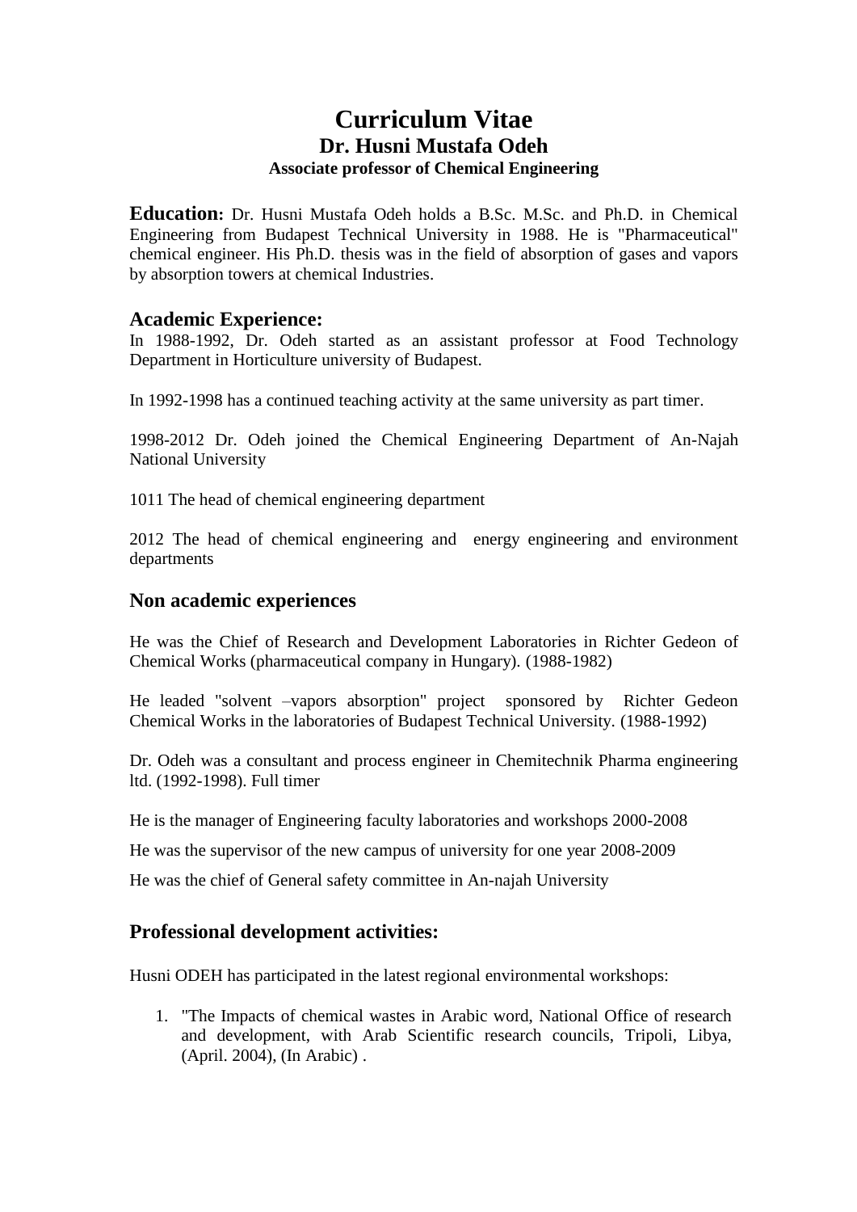# Curriculum Vitae

## Dr. Husni Mustafa Odeh

### Associate professor of Chemical Engineering

**Education:** Dr. Husni Mustafa Odeh holds a B.Sc. M.Sc. and Ph.D. in Chemical Engineering from Budapest Technical University in 1988. He is "Pharmaceutical" chemical engineer. His Ph.D. thesis was in the field of absorption of gases and vapors by absorption towers at chemical Industries.

## Academic Experience:

In 1988-1992, Dr. Odeh started as an assistant professor at Food Technology Department in Horticulture university of Budapest.

In 1992-1998 has a continued teaching activity at the same university as part timer.

1998-2012 Dr. Odeh joined the Chemical Engineering Department of An-Najah National University

1011 The head of chemical engineering department

2012 The head of chemical engineering and energy engineering and environment departments

## Non academic experiences

He was the Chief of Research and Development Laboratories in Richter Gedeon of Chemical Works (pharmaceutical company in Hungary). (1988-1982)

He leaded "solvent –vapors absorption" project sponsored by Richter Gedeon Chemical Works in the laboratories of Budapest Technical University. (1988-1992)

Dr. Odeh was a consultant and process engineer in Chemitechnik Pharma engineering ltd. (1992-1998). Full timer

He is the manager of Engineering faculty laboratories and workshops 2000-2008

He was the supervisor of the new campus of university for one year 2008-2009

He was the chief of General safety committee in An-najah University

## Professional development activities:

Husni ODEH has participated in the latest regional environmental workshops:

1. "The Impacts of chemical wastes in Arabic word, National Office of research and development, with Arab Scientific research councils, Tripoli, Libya, (April. 2004), (In Arabic) .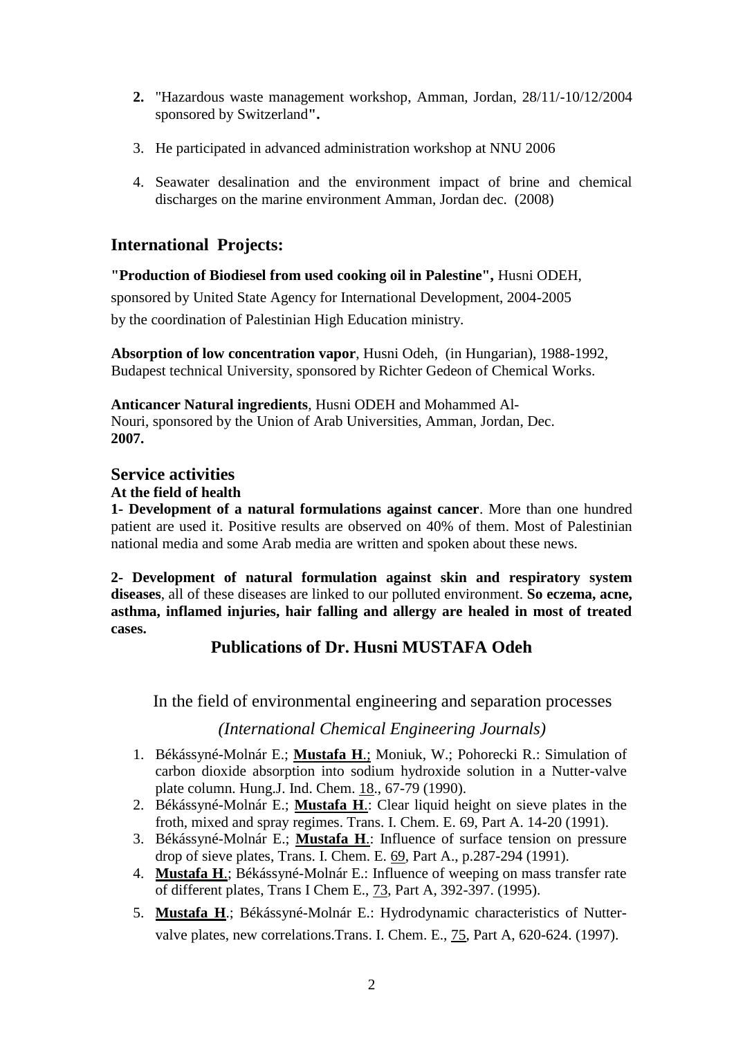2. "Hazardous waste management workshop, Amman, Jordan, 28/11/-10/12/2004 sponsored by Switzerland**".**

3. He participated in advanced administration workshop at NNU 2006

4. Seawater desalination and the environment impact of brine and chemical discharges on the marine environment Amman, Jordan dec. (2008)

## International Projects:

**"Production of Biodiesel from used cooking oil in Palestine",** Husni ODEH, sponsored by United State Agency for International Development, 2004-2005 by the coordination of Palestinian High Education ministry.

**Absorption of low concentration vapor**, Husni Odeh, (in Hungarian), 1988-1992, Budapest technical University, sponsored by Richter Gedeon of Chemical Works.

**Anticancer Natural ingredients**, Husni ODEH and Mohammed Al-Nouri, sponsored by the Union of Arab Universities, Amman, Jordan, Dec. **2007.**

## Service activities

**At the field of health**

**1- Development of a natural formulations against cancer**. More than one hundred patient are used it. Positive results are observed on 40% of them. Most of Palestinian national media and some Arab media are written and spoken about these news.

**2- Development of natural formulation against skin and respiratory system diseases**, all of these diseases are linked to our polluted environment. **So eczema, acne, asthma, inflamed injuries, hair falling and allergy are healed in most of treated cases.**

## Publications of Dr. Husni MUSTAFA Odeh

In the field of environmental engineering and separation processes

*(International Chemical Engineering Journals)*

1. Békássyné-Molnár E.; **Mustafa H**.; Moniuk, W.; Pohorecki R.: Simulation of carbon dioxide absorption into sodium hydroxide solution in a Nutter-valve plate column. Hung.J. Ind. Chem. 18., 67-79 (1990).
2. Békássyné-Molnár E.; **Mustafa H**.: Clear liquid height on sieve plates in the froth, mixed and spray regimes. Trans. I. Chem. E. 69, Part A. 14-20 (1991).
3. Békássyné-Molnár E.; **Mustafa H**.: Influence of surface tension on pressure drop of sieve plates, Trans. I. Chem. E. 69, Part A., p.287-294 (1991).
4. **Mustafa H**.; Békássyné-Molnár E.: Influence of weeping on mass transfer rate of different plates, Trans I Chem E., 73, Part A, 392-397. (1995).
5. **Mustafa H**.; Békássyné-Molnár E.: Hydrodynamic characteristics of Nutter-valve plates, new correlations.Trans. I. Chem. E., 75, Part A, 620-624. (1997).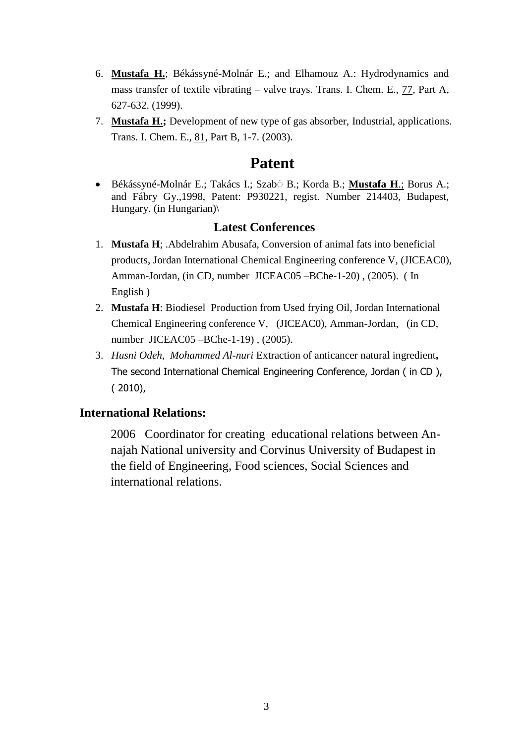6. **Mustafa H.**; Békássyné-Molnár E.; and Elhamouz A.: Hydrodynamics and mass transfer of textile vibrating – valve trays. Trans. I. Chem. E., 77, Part A, 627-632. (1999).
7. **Mustafa H.;** Development of new type of gas absorber, Industrial, applications. Trans. I. Chem. E., 81, Part B, 1-7. (2003).

# Patent

- Békássyné-Molnár E.; Takács I.; Szabó B.; Korda B.; **Mustafa H**.; Borus A.; and Fábry Gy.,1998, Patent: P930221, regist. Number 214403, Budapest, Hungary. (in Hungarian)\

### Latest Conferences

1. **Mustafa H**; .Abdelrahim Abusafa, Conversion of animal fats into beneficial products, Jordan International Chemical Engineering conference V, (JICEAC0), Amman-Jordan, (in CD, number JICEAC05 –BChe-1-20) , (2005). ( In English )
2. **Mustafa H**: Biodiesel Production from Used frying Oil, Jordan International Chemical Engineering conference V, (JICEAC0), Amman-Jordan, (in CD, number JICEAC05 –BChe-1-19) , (2005).
3. *Husni Odeh, Mohammed Al-nuri* Extraction of anticancer natural ingredient**,** The second International Chemical Engineering Conference, Jordan ( in CD ), ( 2010),

## International Relations:

2006 Coordinator for creating educational relations between An-najah National university and Corvinus University of Budapest in the field of Engineering, Food sciences, Social Sciences and international relations.